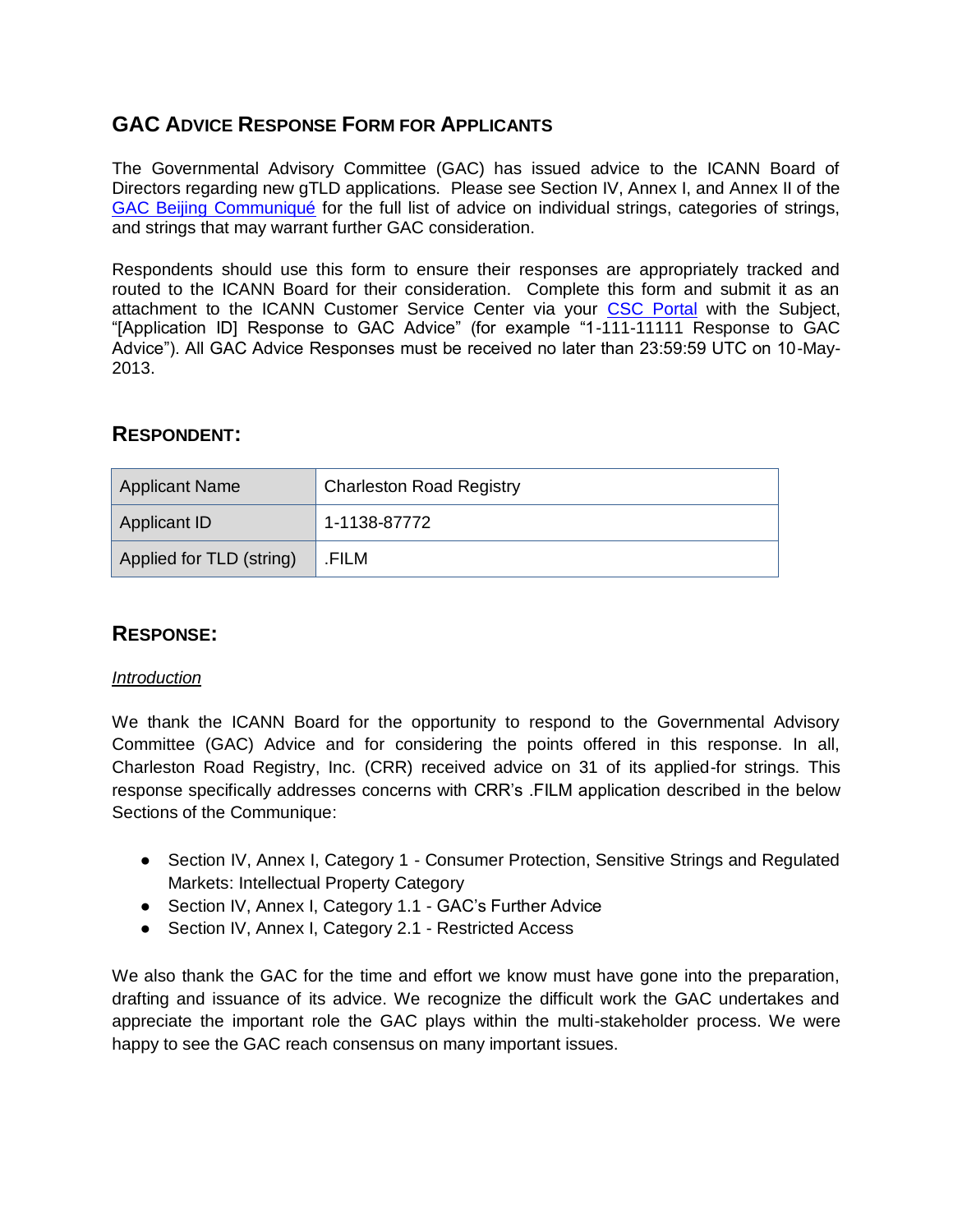## GAC Advice Response Form for Applicants

The Governmental Advisory Committee (GAC) has issued advice to the ICANN Board of Directors regarding new gTLD applications. Please see Section IV, Annex I, and Annex II of the GAC Beijing Communiqué for the full list of advice on individual strings, categories of strings, and strings that may warrant further GAC consideration.

Respondents should use this form to ensure their responses are appropriately tracked and routed to the ICANN Board for their consideration. Complete this form and submit it as an attachment to the ICANN Customer Service Center via your CSC Portal with the Subject, "[Application ID] Response to GAC Advice" (for example "1-111-11111 Response to GAC Advice"). All GAC Advice Responses must be received no later than 23:59:59 UTC on 10-May-2013.

## Respondent:

| Applicant Name | Charleston Road Registry |
|---|---|
| Applicant ID | 1-1138-87772 |
| Applied for TLD (string) | .FILM |

## Response:

*Introduction*

We thank the ICANN Board for the opportunity to respond to the Governmental Advisory Committee (GAC) Advice and for considering the points offered in this response. In all, Charleston Road Registry, Inc. (CRR) received advice on 31 of its applied-for strings. This response specifically addresses concerns with CRR's .FILM application described in the below Sections of the Communique:

- Section IV, Annex I, Category 1 - Consumer Protection, Sensitive Strings and Regulated Markets: Intellectual Property Category
- Section IV, Annex I, Category 1.1 - GAC's Further Advice
- Section IV, Annex I, Category 2.1 - Restricted Access

We also thank the GAC for the time and effort we know must have gone into the preparation, drafting and issuance of its advice. We recognize the difficult work the GAC undertakes and appreciate the important role the GAC plays within the multi-stakeholder process. We were happy to see the GAC reach consensus on many important issues.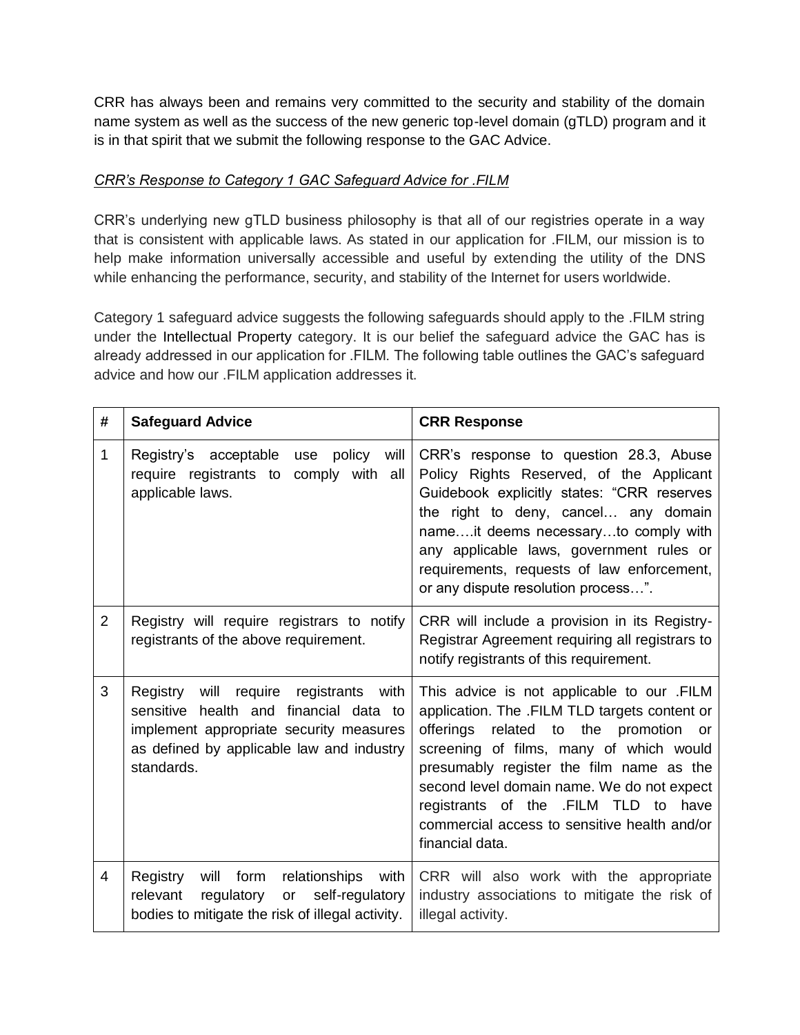CRR has always been and remains very committed to the security and stability of the domain name system as well as the success of the new generic top-level domain (gTLD) program and it is in that spirit that we submit the following response to the GAC Advice.

*CRR's Response to Category 1 GAC Safeguard Advice for .FILM*

CRR's underlying new gTLD business philosophy is that all of our registries operate in a way that is consistent with applicable laws. As stated in our application for .FILM, our mission is to help make information universally accessible and useful by extending the utility of the DNS while enhancing the performance, security, and stability of the Internet for users worldwide.

Category 1 safeguard advice suggests the following safeguards should apply to the .FILM string under the Intellectual Property category. It is our belief the safeguard advice the GAC has is already addressed in our application for .FILM. The following table outlines the GAC's safeguard advice and how our .FILM application addresses it.

| # | Safeguard Advice | CRR Response |
|---|---|---|
| 1 | Registry's acceptable use policy will require registrants to comply with all applicable laws. | CRR's response to question 28.3, Abuse Policy Rights Reserved, of the Applicant Guidebook explicitly states: "CRR reserves the right to deny, cancel… any domain name….it deems necessary…to comply with any applicable laws, government rules or requirements, requests of law enforcement, or any dispute resolution process…". |
| 2 | Registry will require registrars to notify registrants of the above requirement. | CRR will include a provision in its Registry-Registrar Agreement requiring all registrars to notify registrants of this requirement. |
| 3 | Registry will require registrants with sensitive health and financial data to implement appropriate security measures as defined by applicable law and industry standards. | This advice is not applicable to our .FILM application. The .FILM TLD targets content or offerings related to the promotion or screening of films, many of which would presumably register the film name as the second level domain name. We do not expect registrants of the .FILM TLD to have commercial access to sensitive health and/or financial data. |
| 4 | Registry will form relationships with relevant regulatory or self-regulatory bodies to mitigate the risk of illegal activity. | CRR will also work with the appropriate industry associations to mitigate the risk of illegal activity. |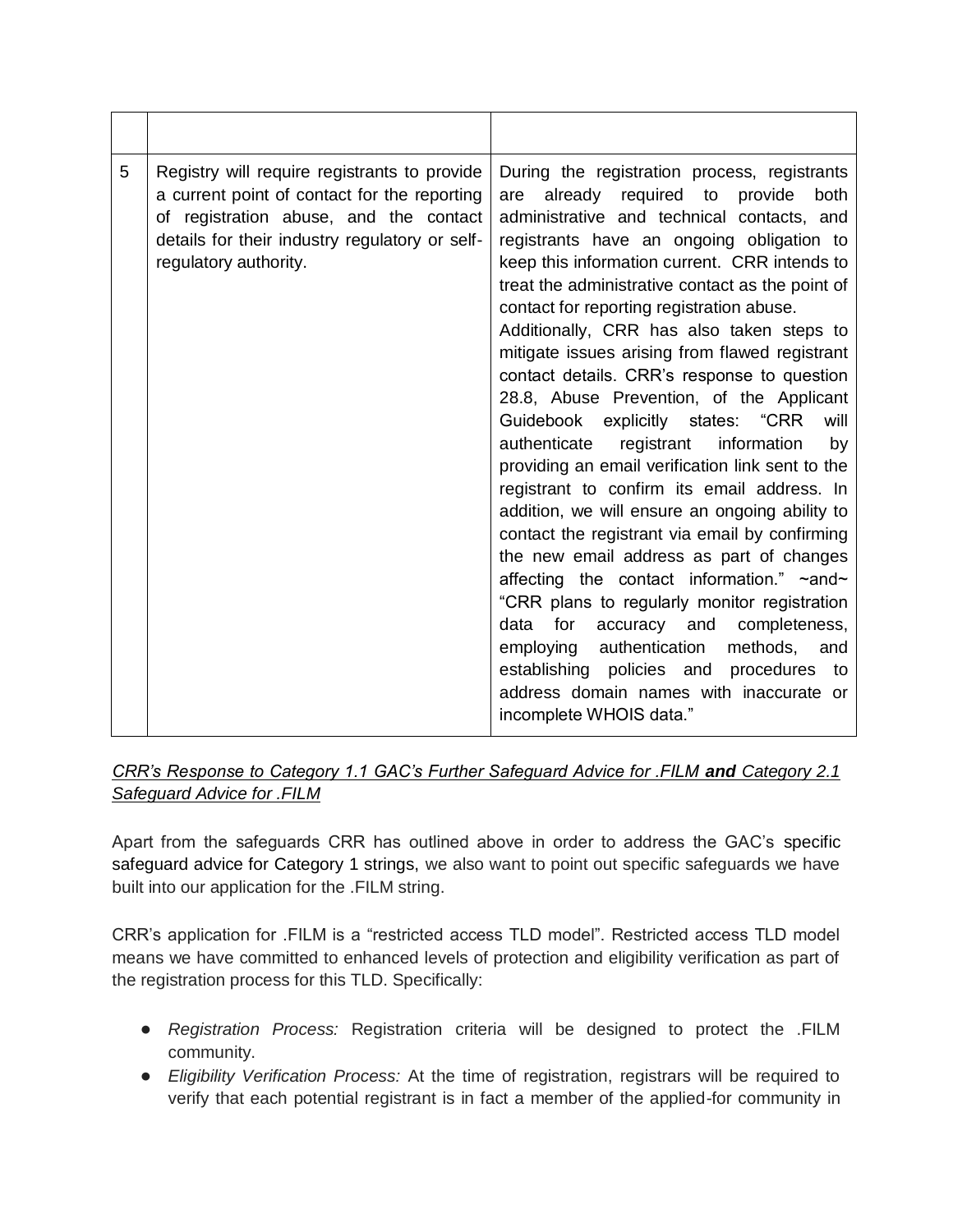| | | |
|---|---|---|
| 5 | Registry will require registrants to provide a current point of contact for the reporting of registration abuse, and the contact details for their industry regulatory or self-regulatory authority. | During the registration process, registrants are already required to provide both administrative and technical contacts, and registrants have an ongoing obligation to keep this information current. CRR intends to treat the administrative contact as the point of contact for reporting registration abuse.<br>Additionally, CRR has also taken steps to mitigate issues arising from flawed registrant contact details. CRR's response to question 28.8, Abuse Prevention, of the Applicant Guidebook explicitly states: "CRR will authenticate registrant information by providing an email verification link sent to the registrant to confirm its email address. In addition, we will ensure an ongoing ability to contact the registrant via email by confirming the new email address as part of changes affecting the contact information." ~and~ "CRR plans to regularly monitor registration data for accuracy and completeness, employing authentication methods, and establishing policies and procedures to address domain names with inaccurate or incomplete WHOIS data." |

*CRR's Response to Category 1.1 GAC's Further Safeguard Advice for .FILM **and** Category 2.1 Safeguard Advice for .FILM*

Apart from the safeguards CRR has outlined above in order to address the GAC's specific safeguard advice for Category 1 strings, we also want to point out specific safeguards we have built into our application for the .FILM string.

CRR's application for .FILM is a "restricted access TLD model". Restricted access TLD model means we have committed to enhanced levels of protection and eligibility verification as part of the registration process for this TLD. Specifically:

- *Registration Process:* Registration criteria will be designed to protect the .FILM community.
- *Eligibility Verification Process:* At the time of registration, registrars will be required to verify that each potential registrant is in fact a member of the applied-for community in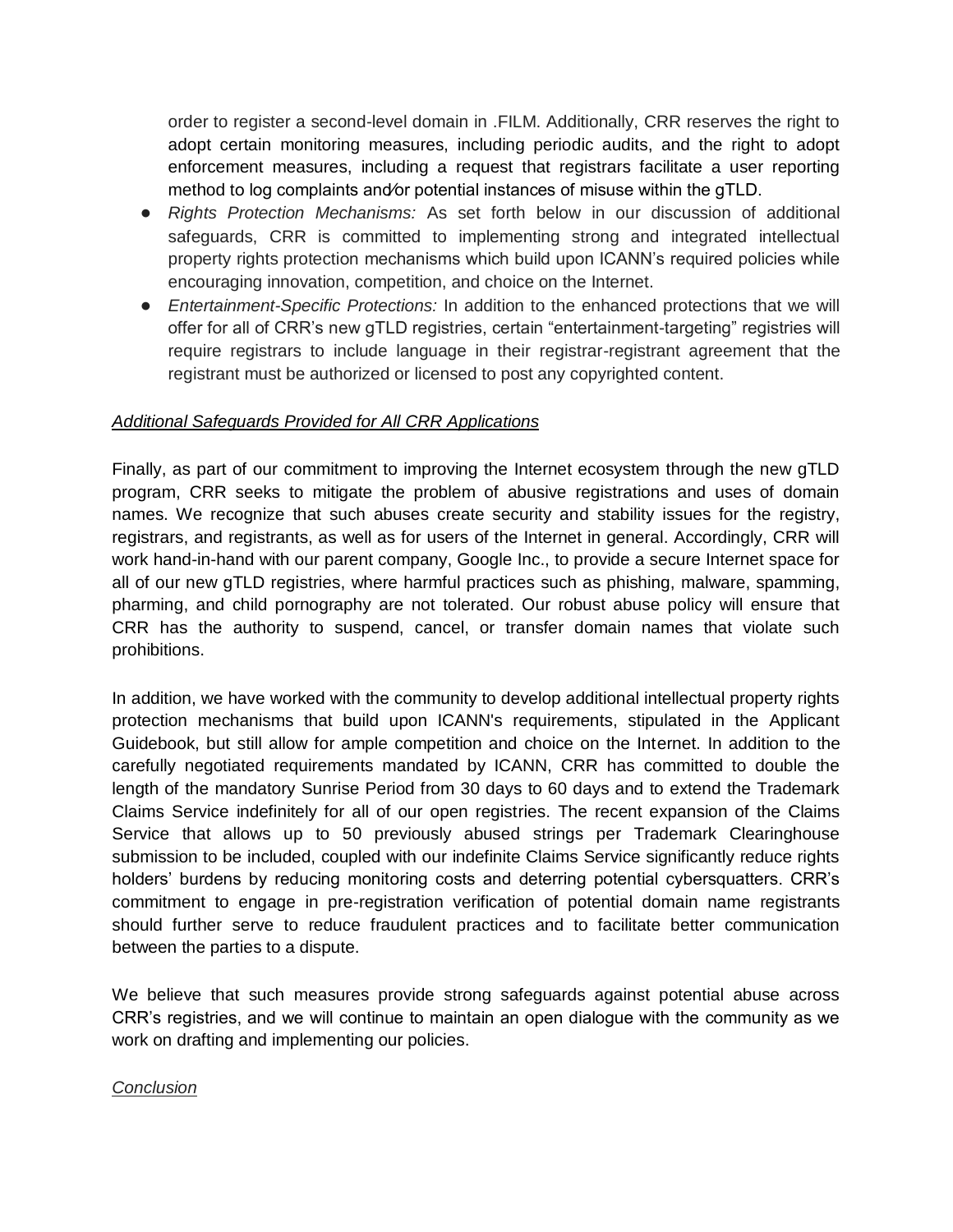order to register a second-level domain in .FILM. Additionally, CRR reserves the right to adopt certain monitoring measures, including periodic audits, and the right to adopt enforcement measures, including a request that registrars facilitate a user reporting method to log complaints and/or potential instances of misuse within the gTLD.

- *Rights Protection Mechanisms:* As set forth below in our discussion of additional safeguards, CRR is committed to implementing strong and integrated intellectual property rights protection mechanisms which build upon ICANN's required policies while encouraging innovation, competition, and choice on the Internet.
- *Entertainment-Specific Protections:* In addition to the enhanced protections that we will offer for all of CRR's new gTLD registries, certain "entertainment-targeting" registries will require registrars to include language in their registrar-registrant agreement that the registrant must be authorized or licensed to post any copyrighted content.

*Additional Safeguards Provided for All CRR Applications*

Finally, as part of our commitment to improving the Internet ecosystem through the new gTLD program, CRR seeks to mitigate the problem of abusive registrations and uses of domain names. We recognize that such abuses create security and stability issues for the registry, registrars, and registrants, as well as for users of the Internet in general. Accordingly, CRR will work hand-in-hand with our parent company, Google Inc., to provide a secure Internet space for all of our new gTLD registries, where harmful practices such as phishing, malware, spamming, pharming, and child pornography are not tolerated. Our robust abuse policy will ensure that CRR has the authority to suspend, cancel, or transfer domain names that violate such prohibitions.

In addition, we have worked with the community to develop additional intellectual property rights protection mechanisms that build upon ICANN's requirements, stipulated in the Applicant Guidebook, but still allow for ample competition and choice on the Internet. In addition to the carefully negotiated requirements mandated by ICANN, CRR has committed to double the length of the mandatory Sunrise Period from 30 days to 60 days and to extend the Trademark Claims Service indefinitely for all of our open registries. The recent expansion of the Claims Service that allows up to 50 previously abused strings per Trademark Clearinghouse submission to be included, coupled with our indefinite Claims Service significantly reduce rights holders' burdens by reducing monitoring costs and deterring potential cybersquatters. CRR's commitment to engage in pre-registration verification of potential domain name registrants should further serve to reduce fraudulent practices and to facilitate better communication between the parties to a dispute.

We believe that such measures provide strong safeguards against potential abuse across CRR's registries, and we will continue to maintain an open dialogue with the community as we work on drafting and implementing our policies.

*Conclusion*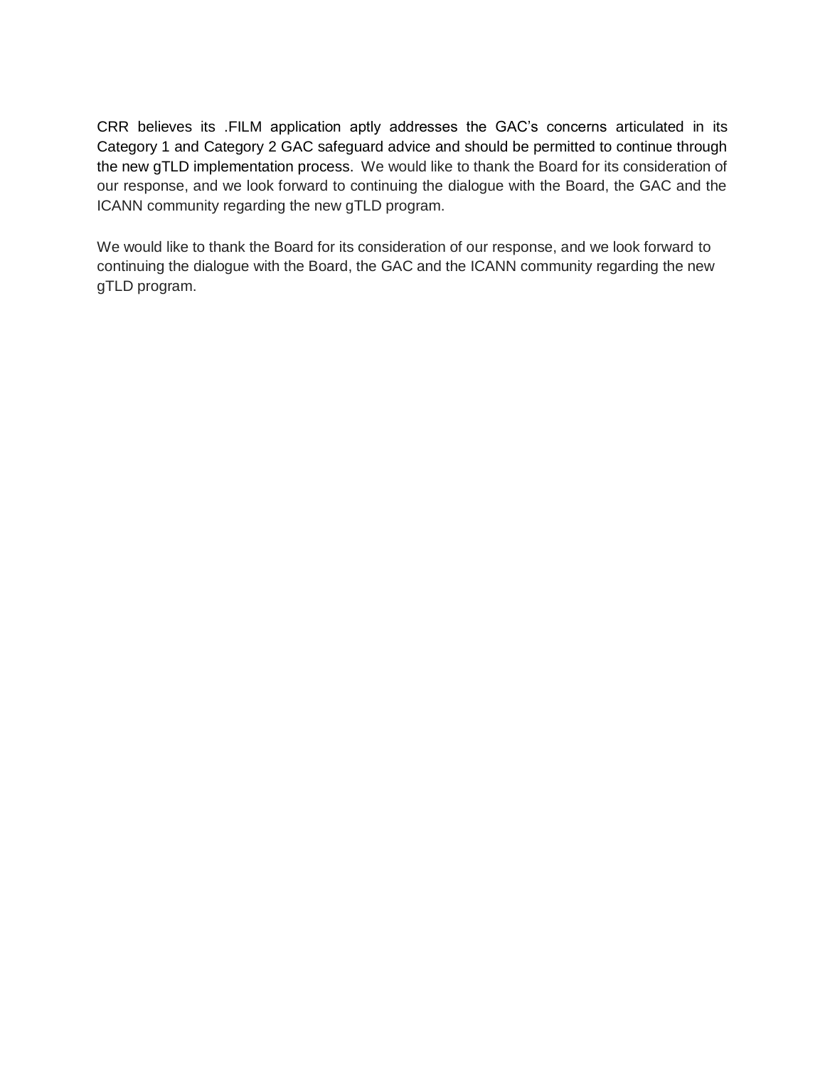CRR believes its .FILM application aptly addresses the GAC's concerns articulated in its Category 1 and Category 2 GAC safeguard advice and should be permitted to continue through the new gTLD implementation process. We would like to thank the Board for its consideration of our response, and we look forward to continuing the dialogue with the Board, the GAC and the ICANN community regarding the new gTLD program.

We would like to thank the Board for its consideration of our response, and we look forward to continuing the dialogue with the Board, the GAC and the ICANN community regarding the new gTLD program.